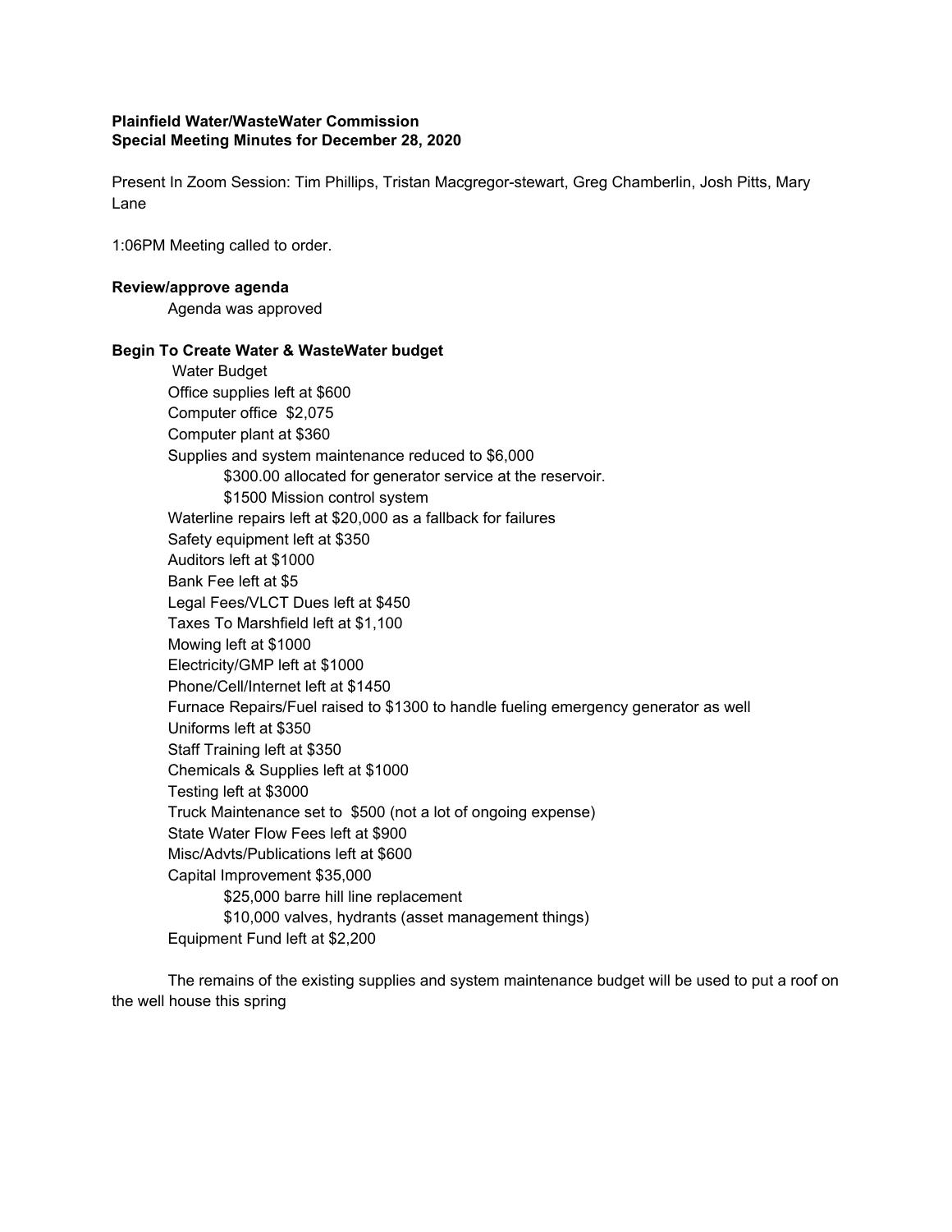**Plainfield Water/WasteWater Commission**
**Special Meeting Minutes for December 28, 2020**

Present In Zoom Session: Tim Phillips, Tristan Macgregor-stewart, Greg Chamberlin, Josh Pitts, Mary Lane

1:06PM Meeting called to order.

**Review/approve agenda**

Agenda was approved

**Begin To Create Water & WasteWater budget**

Water Budget
- Office supplies left at $600
- Computer office $2,075
- Computer plant at $360
- Supplies and system maintenance reduced to $6,000
  - $300.00 allocated for generator service at the reservoir.
  - $1500 Mission control system
- Waterline repairs left at $20,000 as a fallback for failures
- Safety equipment left at $350
- Auditors left at $1000
- Bank Fee left at $5
- Legal Fees/VLCT Dues left at $450
- Taxes To Marshfield left at $1,100
- Mowing left at $1000
- Electricity/GMP left at $1000
- Phone/Cell/Internet left at $1450
- Furnace Repairs/Fuel raised to $1300 to handle fueling emergency generator as well
- Uniforms left at $350
- Staff Training left at $350
- Chemicals & Supplies left at $1000
- Testing left at $3000
- Truck Maintenance set to $500 (not a lot of ongoing expense)
- State Water Flow Fees left at $900
- Misc/Advts/Publications left at $600
- Capital Improvement $35,000
  - $25,000 barre hill line replacement
  - $10,000 valves, hydrants (asset management things)
- Equipment Fund left at $2,200

The remains of the existing supplies and system maintenance budget will be used to put a roof on the well house this spring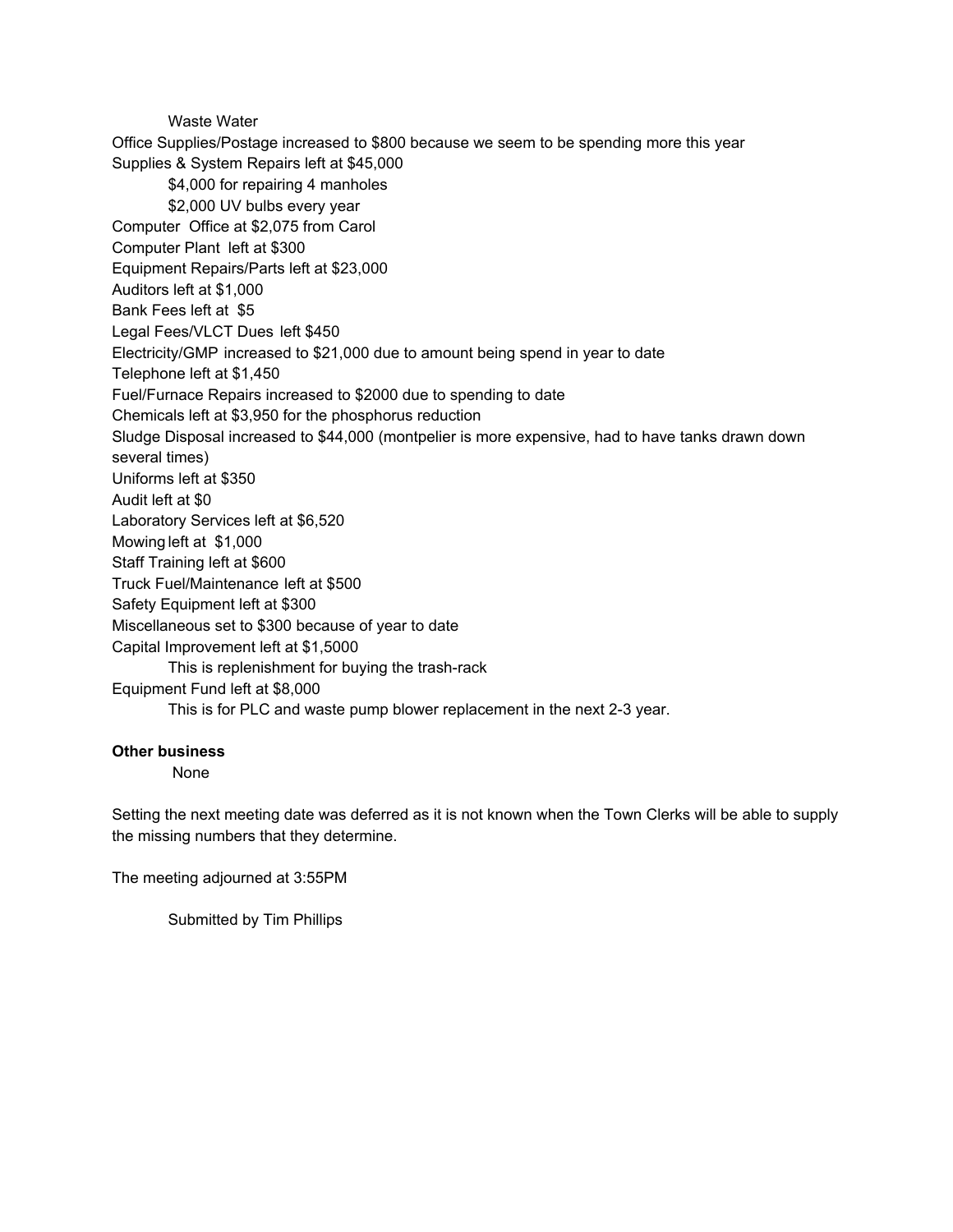Waste Water

Office Supplies/Postage increased to $800 because we seem to be spending more this year

Supplies & System Repairs left at $45,000

$4,000 for repairing 4 manholes

$2,000 UV bulbs every year

Computer Office at $2,075 from Carol

Computer Plant left at $300

Equipment Repairs/Parts left at $23,000

Auditors left at $1,000

Bank Fees left at $5

Legal Fees/VLCT Dues left $450

Electricity/GMP increased to $21,000 due to amount being spend in year to date

Telephone left at $1,450

Fuel/Furnace Repairs increased to $2000 due to spending to date

Chemicals left at $3,950 for the phosphorus reduction

Sludge Disposal increased to $44,000 (montpelier is more expensive, had to have tanks drawn down several times)

Uniforms left at $350

Audit left at $0

Laboratory Services left at $6,520

Mowing left at $1,000

Staff Training left at $600

Truck Fuel/Maintenance left at $500

Safety Equipment left at $300

Miscellaneous set to $300 because of year to date

Capital Improvement left at $1,5000

This is replenishment for buying the trash-rack

Equipment Fund left at $8,000

This is for PLC and waste pump blower replacement in the next 2-3 year.

**Other business**

None

Setting the next meeting date was deferred as it is not known when the Town Clerks will be able to supply the missing numbers that they determine.

The meeting adjourned at 3:55PM

Submitted by Tim Phillips